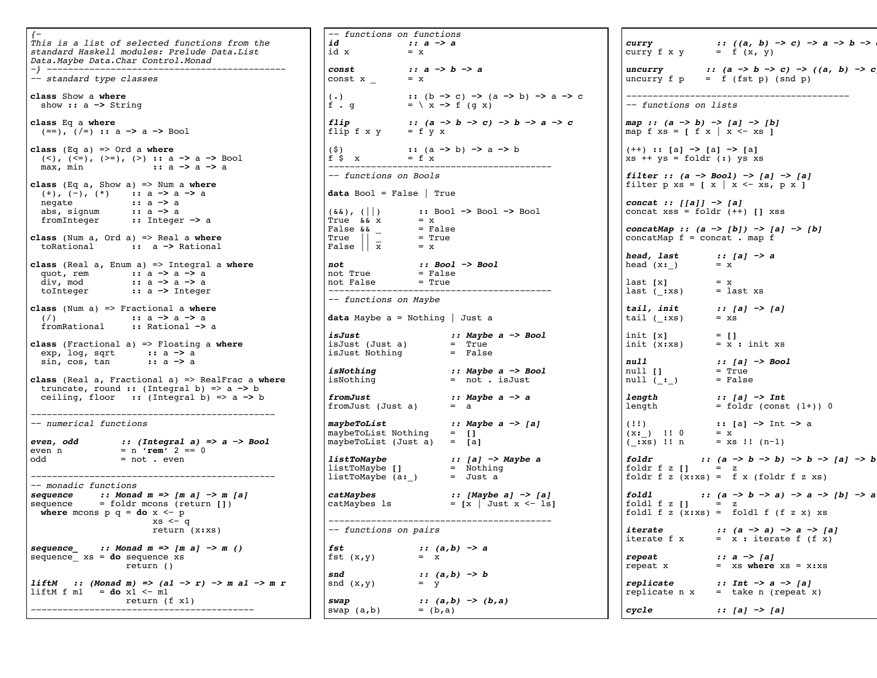```haskell
{-
This is a list of selected functions from the
standard Haskell modules: Prelude Data.List
Data.Maybe Data.Char Control.Monad
-}
-------------------------------------------------
-- standard type classes

class Show a where
  show :: a -> String

class Eq a where
  (==), (/=) :: a -> a -> Bool

class (Eq a) => Ord a where
  (<), (<=), (>=), (>) :: a -> a -> Bool
  max, min             :: a -> a -> a

class (Eq a, Show a) => Num a where
  (+), (-), (*)    :: a -> a -> a
  negate           :: a -> a
  abs, signum      :: a -> a
  fromInteger      :: Integer -> a

class (Num a, Ord a) => Real a where
  toRational       ::  a -> Rational

class (Real a, Enum a) => Integral a where
  quot, rem        :: a -> a -> a
  div, mod         :: a -> a -> a
  toInteger        :: a -> Integer

class (Num a) => Fractional a where
  (/)              :: a -> a -> a
  fromRational     :: Rational -> a

class (Fractional a) => Floating a where
  exp, log, sqrt      :: a -> a
  sin, cos, tan       :: a -> a

class (Real a, Fractional a) => RealFrac a where
  truncate, round :: (Integral b) => a -> b
  ceiling, floor   :: (Integral b) => a -> b

-------------------------------------------------
-- numerical functions

even, odd        :: (Integral a) => a -> Bool
even n           = n `rem` 2 == 0
odd              = not . even

-------------------------------------------------
-- monadic functions
sequence     :: Monad m => [m a] -> m [a]
sequence     = foldr mcons (return [])
  where mcons p q = do x <- p
                       xs <- q
                       return (x:xs)

sequence_    :: Monad m => [m a] -> m ()
sequence_ xs = do sequence xs
                  return ()

liftM   :: (Monad m) => (a1 -> r) -> m a1 -> m r
liftM f m1   = do x1 <- m1
                  return (f x1)
-------------------------------------------------
```

```haskell
-- functions on functions
id              :: a -> a
id x            = x

const           :: a -> b -> a
const x _       = x

(.)             :: (b -> c) -> (a -> b) -> a -> c
f . g           = \ x -> f (g x)

flip            :: (a -> b -> c) -> b -> a -> c
flip f x y      = f y x

($)             :: (a -> b) -> a -> b
f $  x          = f x
-------------------------------------------------
-- functions on Bools

data Bool = False | True

(&&), (||)        :: Bool -> Bool -> Bool
True  && x        = x
False && _        = False
True  || _        = True
False || x        = x

not               :: Bool -> Bool
not True          = False
not False         = True
-------------------------------------------------
-- functions on Maybe

data Maybe a = Nothing | Just a

isJust                 :: Maybe a -> Bool
isJust (Just a)        =  True
isJust Nothing         =  False

isNothing              :: Maybe a -> Bool
isNothing              =  not . isJust

fromJust               :: Maybe a -> a
fromJust (Just a)      =  a

maybeToList            :: Maybe a -> [a]
maybeToList Nothing    =  []
maybeToList (Just a)   =  [a]

listToMaybe            :: [a] -> Maybe a
listToMaybe []         =  Nothing
listToMaybe (a:_)      =  Just a

catMaybes              :: [Maybe a] -> [a]
catMaybes ls           = [x | Just x <- ls]

-------------------------------------------------
-- functions on pairs

fst               :: (a,b) -> a
fst (x,y)         =  x

snd               :: (a,b) -> b
snd (x,y)         =  y

swap              :: (a,b) -> (b,a)
swap (a,b)        = (b,a)
```

```haskell
curry             :: ((a, b) -> c) -> a -> b -> c
curry f x y       =  f (x, y)

uncurry          :: (a -> b -> c) -> ((a, b) -> c)
uncurry f p      =  f (fst p) (snd p)

-------------------------------------------------
-- functions on lists

map :: (a -> b) -> [a] -> [b]
map f xs = [ f x | x <- xs ]

(++) :: [a] -> [a] -> [a]
xs ++ ys = foldr (:) ys xs

filter :: (a -> Bool) -> [a] -> [a]
filter p xs = [ x | x <- xs, p x ]

concat :: [[a]] -> [a]
concat xss = foldr (++) [] xss

concatMap :: (a -> [b]) -> [a] -> [b]
concatMap f = concat . map f

head, last        :: [a] -> a
head (x:_)        = x

last [x]          = x
last (_:xs)       = last xs

tail, init        :: [a] -> [a]
tail (_:xs)       = xs

init [x]          = []
init (x:xs)       = x : init xs

null              :: [a] -> Bool
null []           = True
null (_:_)        = False

length            :: [a] -> Int
length            = foldr (const (1+)) 0

(!!)              :: [a] -> Int -> a
(x:_)  !! 0       = x
(_:xs) !! n       = xs !! (n-1)

foldr          :: (a -> b -> b) -> b -> [a] -> b
foldr f z []      =  z
foldr f z (x:xs)  =  f x (foldr f z xs)

foldl          :: (a -> b -> a) -> a -> [b] -> a
foldl f z []      =  z
foldl f z (x:xs)  =  foldl f (f z x) xs

iterate           :: (a -> a) -> a -> [a]
iterate f x       =  x : iterate f (f x)

repeat            :: a -> [a]
repeat x          =  xs where xs = x:xs

replicate         :: Int -> a -> [a]
replicate n x     =  take n (repeat x)

cycle             :: [a] -> [a]
```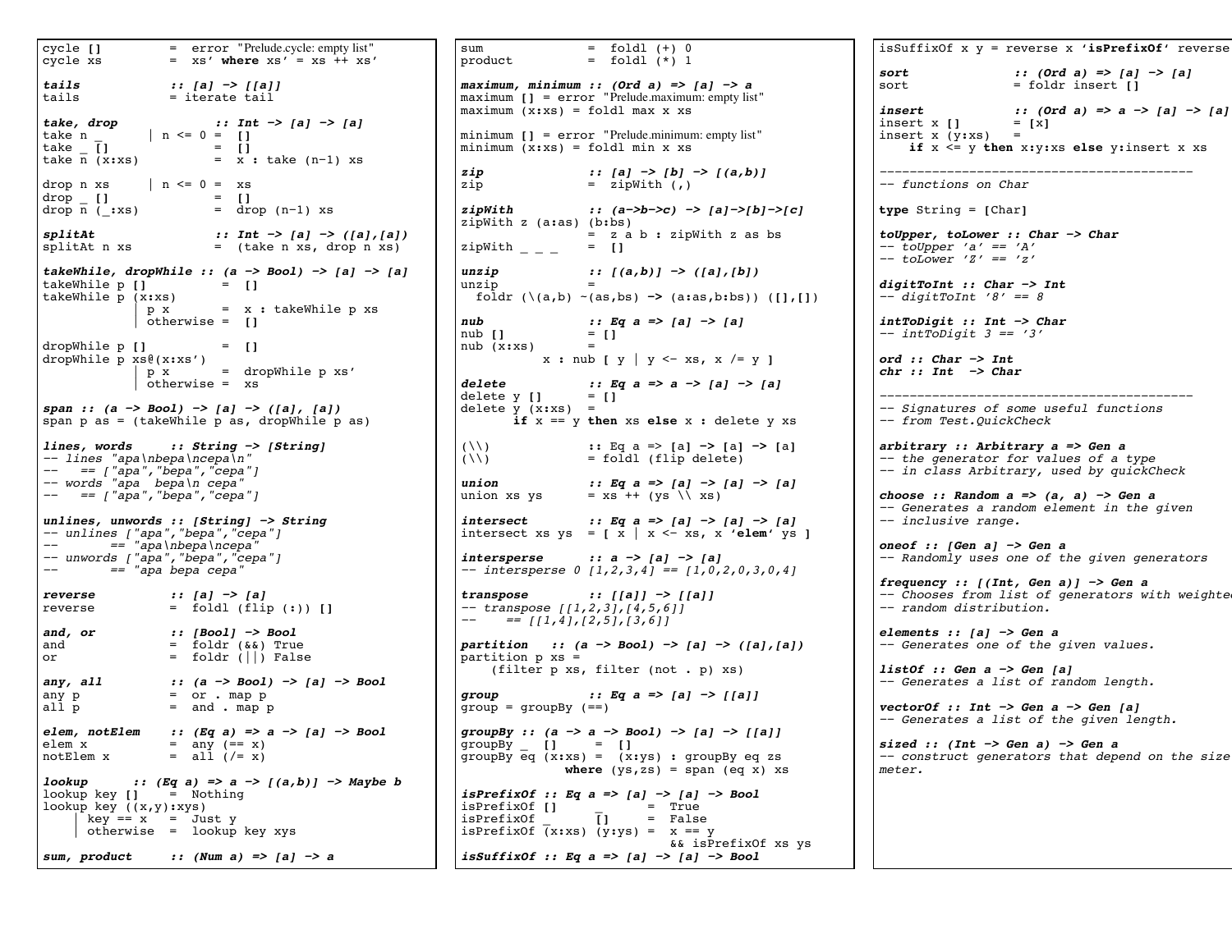```haskell
cycle []          =  error "Prelude.cycle: empty list"
cycle xs          =  xs' where xs' = xs ++ xs'

tails             :: [a] -> [[a]]
tails             = iterate tail

take, drop        :: Int -> [a] -> [a]
take n _    | n <= 0 =  []
take _ []           =  []
take n (x:xs)       =  x : take (n-1) xs

drop n xs   | n <= 0 =  xs
drop _ []           =  []
drop n (_:xs)       =  drop (n-1) xs

splitAt           :: Int -> [a] -> ([a],[a])
splitAt n xs      =  (take n xs, drop n xs)

takeWhile, dropWhile :: (a -> Bool) -> [a] -> [a]
takeWhile p []          =  []
takeWhile p (x:xs)
            | p x       =  x : takeWhile p xs
            | otherwise =  []

dropWhile p []          =  []
dropWhile p xs@(x:xs')
            | p x       =  dropWhile p xs'
            | otherwise =  xs

span :: (a -> Bool) -> [a] -> ([a], [a])
span p as = (takeWhile p as, dropWhile p as)

lines, words      :: String -> [String]
-- lines "apa\nbepa\ncepa\n"
--   == ["apa","bepa","cepa"]
-- words "apa  bepa\n cepa"
--   == ["apa","bepa","cepa"]

unlines, unwords :: [String] -> String
-- unlines ["apa","bepa","cepa"]
--       == "apa\nbepa\ncepa"
-- unwords ["apa","bepa","cepa"]
--       == "apa bepa cepa"

reverse           :: [a] -> [a]
reverse           =  foldl (flip (:)) []

and, or           :: [Bool] -> Bool
and               =  foldr (&&) True
or                =  foldr (||) False

any, all          :: (a -> Bool) -> [a] -> Bool
any p             =  or . map p
all p             =  and . map p

elem, notElem     :: (Eq a) => a -> [a] -> Bool
elem x            =  any (== x)
notElem x         =  all (/= x)

lookup      :: (Eq a) => a -> [(a,b)] -> Maybe b
lookup key []    =  Nothing
lookup key ((x,y):xys)
    | key == x   =  Just y
    | otherwise  =  lookup key xys

sum, product      :: (Num a) => [a] -> a
sum               =  foldl (+) 0
product           =  foldl (*) 1

maximum, minimum :: (Ord a) => [a] -> a
maximum [] = error "Prelude.maximum: empty list"
maximum (x:xs) = foldl max x xs

minimum [] = error "Prelude.minimum: empty list"
minimum (x:xs) = foldl min x xs

zip               :: [a] -> [b] -> [(a,b)]
zip               =  zipWith (,)

zipWith           :: (a->b->c) -> [a]->[b]->[c]
zipWith z (a:as) (b:bs)
                  =  z a b : zipWith z as bs
zipWith _ _ _     =  []

unzip             :: [(a,b)] -> ([a],[b])
unzip             =
  foldr (\(a,b) ~(as,bs) -> (a:as,b:bs)) ([],[])

nub               :: Eq a => [a] -> [a]
nub []            = []
nub (x:xs)        =
          x : nub [ y | y <- xs, x /= y ]

delete            :: Eq a => a -> [a] -> [a]
delete y []       = []
delete y (x:xs)   =
      if x == y then xs else x : delete y xs

(\\)              :: Eq a => [a] -> [a] -> [a]
(\\)              = foldl (flip delete)

union             :: Eq a => [a] -> [a] -> [a]
union xs ys       = xs ++ (ys \\ xs)

intersect         :: Eq a => [a] -> [a] -> [a]
intersect xs ys   = [ x | x <- xs, x `elem` ys ]

intersperse       :: a -> [a] -> [a]
-- intersperse 0 [1,2,3,4] == [1,0,2,0,3,0,4]

transpose         :: [[a]] -> [[a]]
-- transpose [[1,2,3],[4,5,6]]
--    == [[1,4],[2,5],[3,6]]

partition   :: (a -> Bool) -> [a] -> ([a],[a])
partition p xs =
    (filter p xs, filter (not . p) xs)

group             :: Eq a => [a] -> [[a]]
group = groupBy (==)

groupBy :: (a -> a -> Bool) -> [a] -> [[a]]
groupBy _  []     =  []
groupBy eq (x:xs) =  (x:ys) : groupBy eq zs
             where (ys,zs) = span (eq x) xs

isPrefixOf :: Eq a => [a] -> [a] -> Bool
isPrefixOf []     _      =  True
isPrefixOf _      []     =  False
isPrefixOf (x:xs) (y:ys) =  x == y
                            && isPrefixOf xs ys

isSuffixOf :: Eq a => [a] -> [a] -> Bool
isSuffixOf x y = reverse x `isPrefixOf` reverse

sort              :: (Ord a) => [a] -> [a]
sort              = foldr insert []

insert            :: (Ord a) => a -> [a] -> [a]
insert x []       = [x]
insert x (y:xs)   =
    if x <= y then x:y:xs else y:insert x xs

---------------------------------------------
-- functions on Char

type String = [Char]

toUpper, toLower :: Char -> Char
-- toUpper 'a' == 'A'
-- toLower 'Z' == 'z'

digitToInt :: Char -> Int
-- digitToInt '8' == 8

intToDigit :: Int -> Char
-- intToDigit 3 == '3'

ord :: Char -> Int
chr :: Int  -> Char

---------------------------------------------
-- Signatures of some useful functions
-- from Test.QuickCheck

arbitrary :: Arbitrary a => Gen a
-- the generator for values of a type
-- in class Arbitrary, used by quickCheck

choose :: Random a => (a, a) -> Gen a
-- Generates a random element in the given
-- inclusive range.

oneof :: [Gen a] -> Gen a
-- Randomly uses one of the given generators

frequency :: [(Int, Gen a)] -> Gen a
-- Chooses from list of generators with weighte
-- random distribution.

elements :: [a] -> Gen a
-- Generates one of the given values.

listOf :: Gen a -> Gen [a]
-- Generates a list of random length.

vectorOf :: Int -> Gen a -> Gen [a]
-- Generates a list of the given length.

sized :: (Int -> Gen a) -> Gen a
-- construct generators that depend on the size
meter.
```